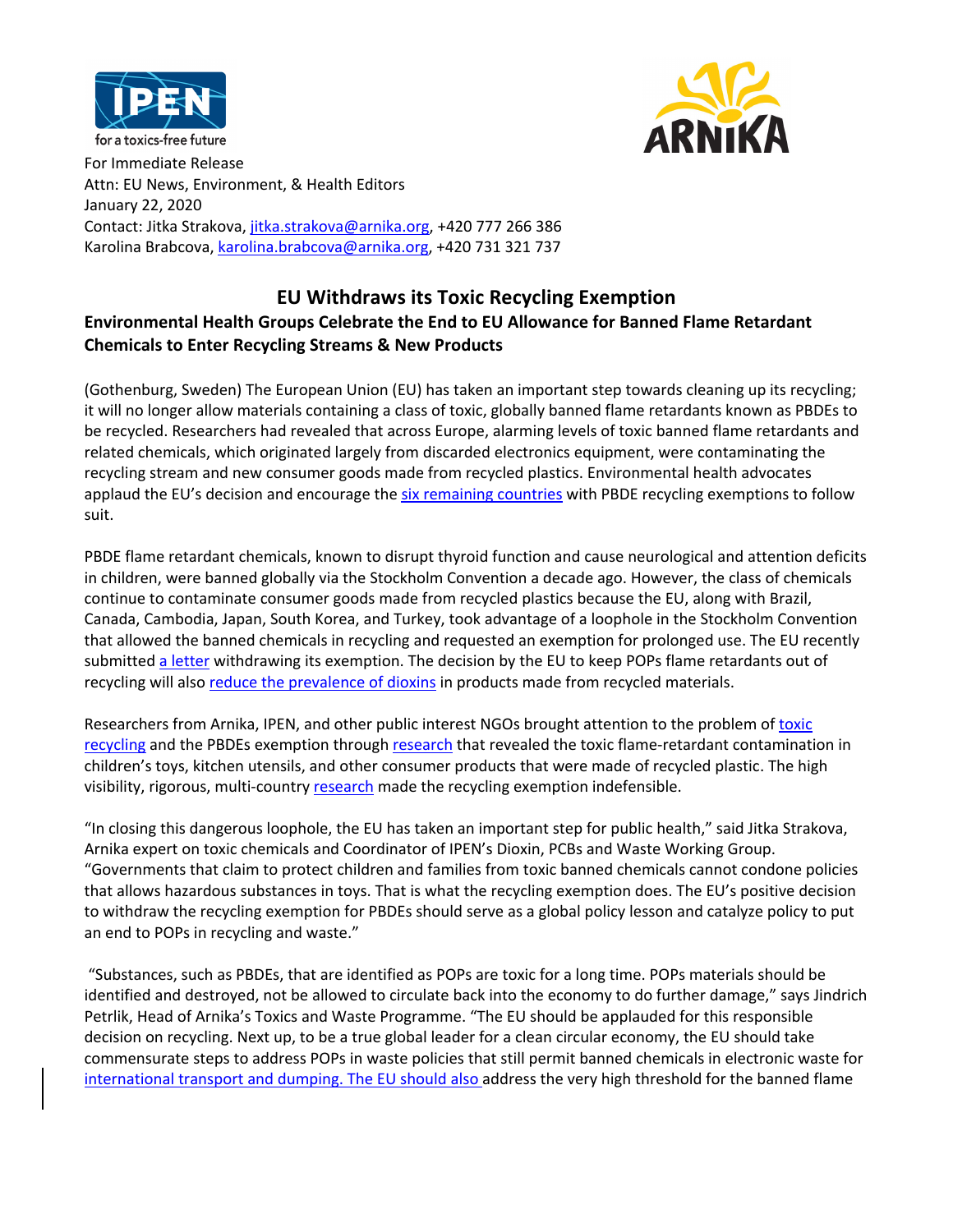For Immediate Release
Attn: EU News, Environment, & Health Editors
January 22, 2020
Contact: Jitka Strakova, jitka.strakova@arnika.org, +420 777 266 386
Karolina Brabcova, karolina.brabcova@arnika.org, +420 731 321 737

# EU Withdraws its Toxic Recycling Exemption

## Environmental Health Groups Celebrate the End to EU Allowance for Banned Flame Retardant Chemicals to Enter Recycling Streams & New Products

(Gothenburg, Sweden) The European Union (EU) has taken an important step towards cleaning up its recycling; it will no longer allow materials containing a class of toxic, globally banned flame retardants known as PBDEs to be recycled. Researchers had revealed that across Europe, alarming levels of toxic banned flame retardants and related chemicals, which originated largely from discarded electronics equipment, were contaminating the recycling stream and new consumer goods made from recycled plastics. Environmental health advocates applaud the EU's decision and encourage the six remaining countries with PBDE recycling exemptions to follow suit.

PBDE flame retardant chemicals, known to disrupt thyroid function and cause neurological and attention deficits in children, were banned globally via the Stockholm Convention a decade ago. However, the class of chemicals continue to contaminate consumer goods made from recycled plastics because the EU, along with Brazil, Canada, Cambodia, Japan, South Korea, and Turkey, took advantage of a loophole in the Stockholm Convention that allowed the banned chemicals in recycling and requested an exemption for prolonged use. The EU recently submitted a letter withdrawing its exemption. The decision by the EU to keep POPs flame retardants out of recycling will also reduce the prevalence of dioxins in products made from recycled materials.

Researchers from Arnika, IPEN, and other public interest NGOs brought attention to the problem of toxic recycling and the PBDEs exemption through research that revealed the toxic flame-retardant contamination in children's toys, kitchen utensils, and other consumer products that were made of recycled plastic. The high visibility, rigorous, multi-country research made the recycling exemption indefensible.

"In closing this dangerous loophole, the EU has taken an important step for public health," said Jitka Strakova, Arnika expert on toxic chemicals and Coordinator of IPEN's Dioxin, PCBs and Waste Working Group. "Governments that claim to protect children and families from toxic banned chemicals cannot condone policies that allows hazardous substances in toys. That is what the recycling exemption does. The EU's positive decision to withdraw the recycling exemption for PBDEs should serve as a global policy lesson and catalyze policy to put an end to POPs in recycling and waste."

"Substances, such as PBDEs, that are identified as POPs are toxic for a long time. POPs materials should be identified and destroyed, not be allowed to circulate back into the economy to do further damage," says Jindrich Petrlik, Head of Arnika's Toxics and Waste Programme. "The EU should be applauded for this responsible decision on recycling. Next up, to be a true global leader for a clean circular economy, the EU should take commensurate steps to address POPs in waste policies that still permit banned chemicals in electronic waste for international transport and dumping. The EU should also address the very high threshold for the banned flame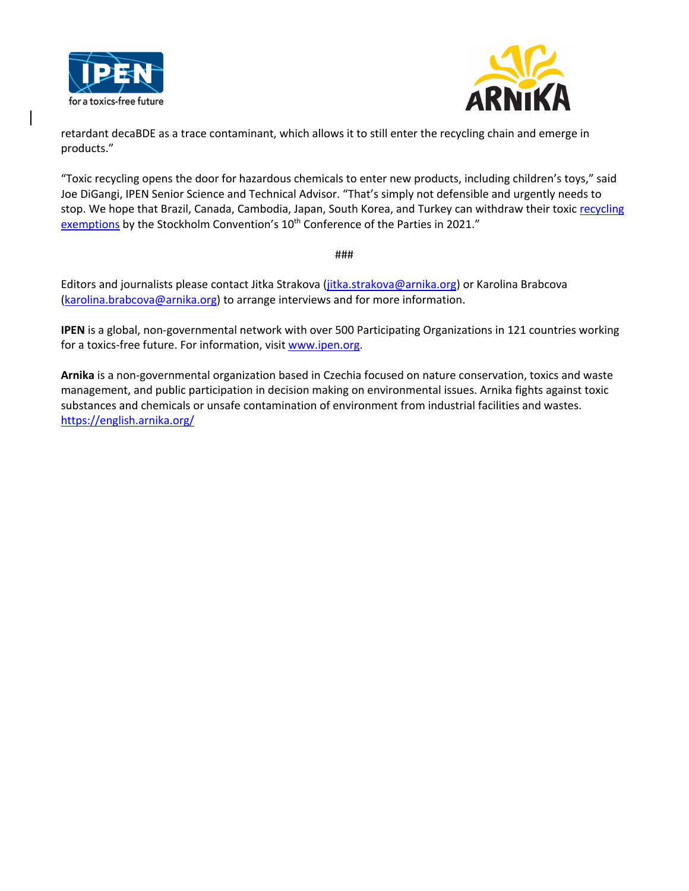retardant decaBDE as a trace contaminant, which allows it to still enter the recycling chain and emerge in products."

"Toxic recycling opens the door for hazardous chemicals to enter new products, including children's toys," said Joe DiGangi, IPEN Senior Science and Technical Advisor. "That's simply not defensible and urgently needs to stop. We hope that Brazil, Canada, Cambodia, Japan, South Korea, and Turkey can withdraw their toxic recycling exemptions by the Stockholm Convention's 10th Conference of the Parties in 2021."

###

Editors and journalists please contact Jitka Strakova (jitka.strakova@arnika.org) or Karolina Brabcova (karolina.brabcova@arnika.org) to arrange interviews and for more information.

**IPEN** is a global, non-governmental network with over 500 Participating Organizations in 121 countries working for a toxics-free future. For information, visit www.ipen.org.

**Arnika** is a non-governmental organization based in Czechia focused on nature conservation, toxics and waste management, and public participation in decision making on environmental issues. Arnika fights against toxic substances and chemicals or unsafe contamination of environment from industrial facilities and wastes. https://english.arnika.org/